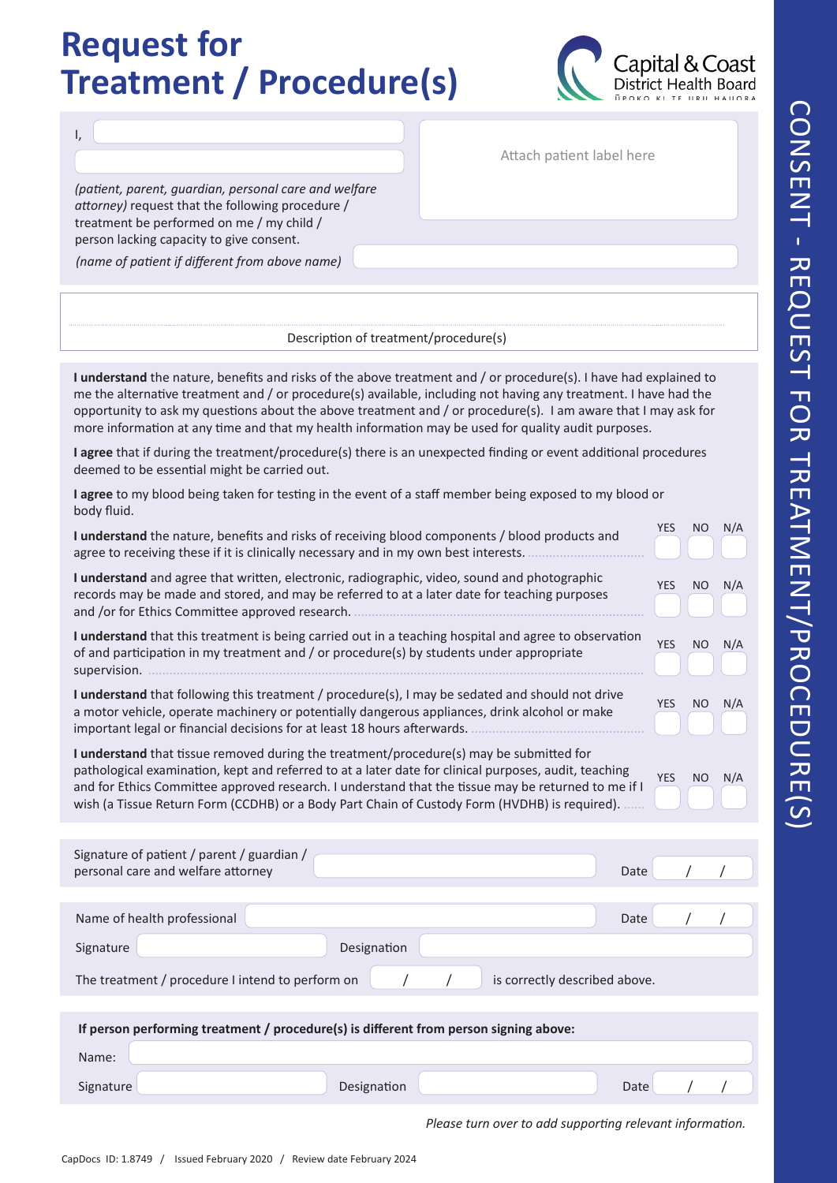# Request for Treatment / Procedure(s)

Capital & Coast District Health Board
ŪPOKO KI TE URU HAUORA

CONSENT - REQUEST FOR TREATMENT/PROCEDURE(S)

I, ____________________

____________________

*(patient, parent, guardian, personal care and welfare attorney)* request that the following procedure / treatment be performed on me / my child / person lacking capacity to give consent.

*(name of patient if different from above name)* ____________________

Attach patient label here

Description of treatment/procedure(s)

**I understand** the nature, benefits and risks of the above treatment and / or procedure(s). I have had explained to me the alternative treatment and / or procedure(s) available, including not having any treatment. I have had the opportunity to ask my questions about the above treatment and / or procedure(s). I am aware that I may ask for more information at any time and that my health information may be used for quality audit purposes.

**I agree** that if during the treatment/procedure(s) there is an unexpected finding or event additional procedures deemed to be essential might be carried out.

**I agree** to my blood being taken for testing in the event of a staff member being exposed to my blood or body fluid.

| Statement | YES | NO | N/A |
|---|---|---|---|
| **I understand** the nature, benefits and risks of receiving blood components / blood products and agree to receiving these if it is clinically necessary and in my own best interests. | | | |
| **I understand** and agree that written, electronic, radiographic, video, sound and photographic records may be made and stored, and may be referred to at a later date for teaching purposes and /or for Ethics Committee approved research. | | | |
| **I understand** that this treatment is being carried out in a teaching hospital and agree to observation of and participation in my treatment and / or procedure(s) by students under appropriate supervision. | | | |
| **I understand** that following this treatment / procedure(s), I may be sedated and should not drive a motor vehicle, operate machinery or potentially dangerous appliances, drink alcohol or make important legal or financial decisions for at least 18 hours afterwards. | | | |
| **I understand** that tissue removed during the treatment/procedure(s) may be submitted for pathological examination, kept and referred to at a later date for clinical purposes, audit, teaching and for Ethics Committee approved research. I understand that the tissue may be returned to me if I wish (a Tissue Return Form (CCDHB) or a Body Part Chain of Custody Form (HVDHB) is required). | | | |

Signature of patient / parent / guardian / personal care and welfare attorney ____________________ Date ___ / ___ / ___

Name of health professional ____________________ Date ___ / ___ / ___

Signature ____________________ Designation ____________________

The treatment / procedure I intend to perform on ___ / ___ / ___ is correctly described above.

**If person performing treatment / procedure(s) is different from person signing above:**

Name: ____________________

Signature ____________________ Designation ____________________ Date ___ / ___ / ___

*Please turn over to add supporting relevant information.*

CapDocs ID: 1.8749 / Issued February 2020 / Review date February 2024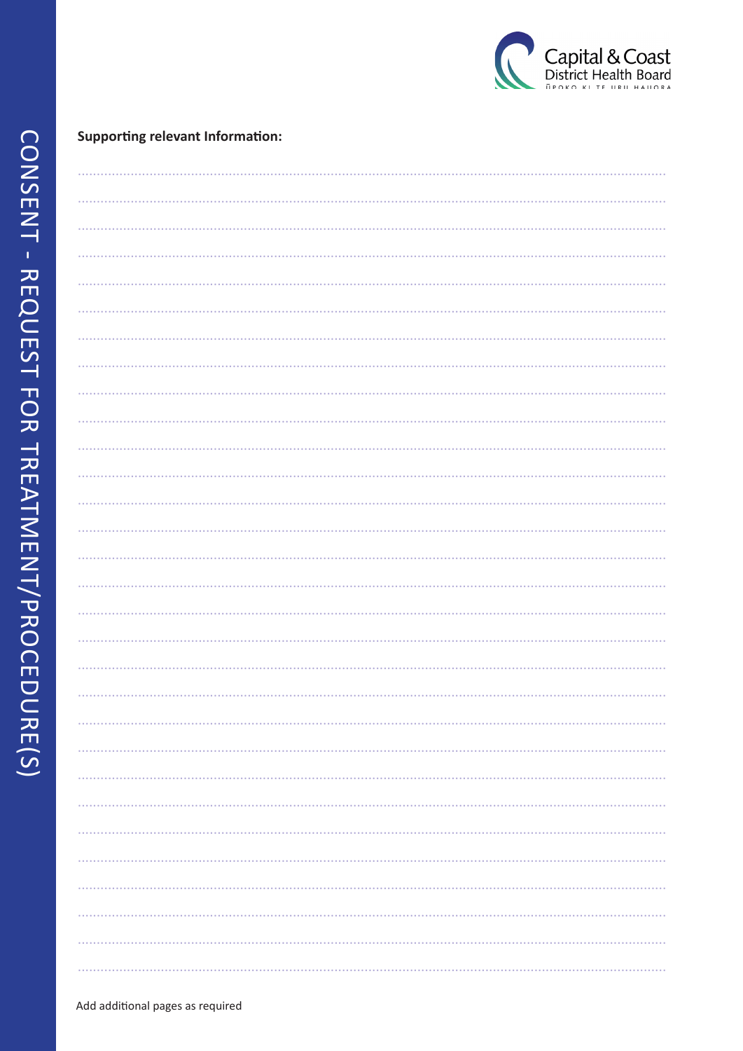**Supporting relevant Information:**

Add additional pages as required